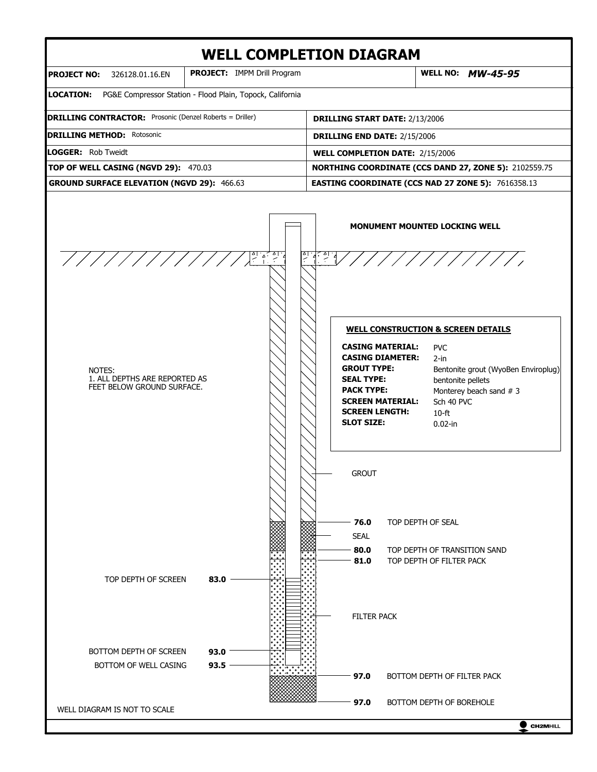# WELL COMPLETION DIAGRAM

| | | |
|---|---|---|
| **PROJECT NO:** 326128.01.16.EN | **PROJECT:** IMPM Drill Program | **WELL NO:** ***MW-45-95*** |

**LOCATION:** PG&E Compressor Station - Flood Plain, Topock, California

| | |
|---|---|
| **DRILLING CONTRACTOR:** Prosonic (Denzel Roberts = Driller) | **DRILLING START DATE:** 2/13/2006 |
| **DRILLING METHOD:** Rotosonic | **DRILLING END DATE:** 2/15/2006 |
| **LOGGER:** Rob Tweidt | **WELL COMPLETION DATE:** 2/15/2006 |
| **TOP OF WELL CASING (NGVD 29):** 470.03 | **NORTHING COORDINATE (CCS DAND 27, ZONE 5):** 2102559.75 |
| **GROUND SURFACE ELEVATION (NGVD 29):** 466.63 | **EASTING COORDINATE (CCS NAD 27 ZONE 5):** 7616358.13 |

**MONUMENT MOUNTED LOCKING WELL**

NOTES:
1. ALL DEPTHS ARE REPORTED AS FEET BELOW GROUND SURFACE.

**WELL CONSTRUCTION & SCREEN DETAILS**

| | |
|---|---|
| **CASING MATERIAL:** | PVC |
| **CASING DIAMETER:** | 2-in |
| **GROUT TYPE:** | Bentonite grout (WyoBen Enviroplug) |
| **SEAL TYPE:** | bentonite pellets |
| **PACK TYPE:** | Monterey beach sand # 3 |
| **SCREEN MATERIAL:** | Sch 40 PVC |
| **SCREEN LENGTH:** | 10-ft |
| **SLOT SIZE:** | 0.02-in |

GROUT

**76.0** TOP DEPTH OF SEAL

SEAL

**80.0** TOP DEPTH OF TRANSITION SAND

**81.0** TOP DEPTH OF FILTER PACK

TOP DEPTH OF SCREEN **83.0**

FILTER PACK

BOTTOM DEPTH OF SCREEN **93.0**

BOTTOM OF WELL CASING **93.5**

**97.0** BOTTOM DEPTH OF FILTER PACK

**97.0** BOTTOM DEPTH OF BOREHOLE

WELL DIAGRAM IS NOT TO SCALE

CH2MHILL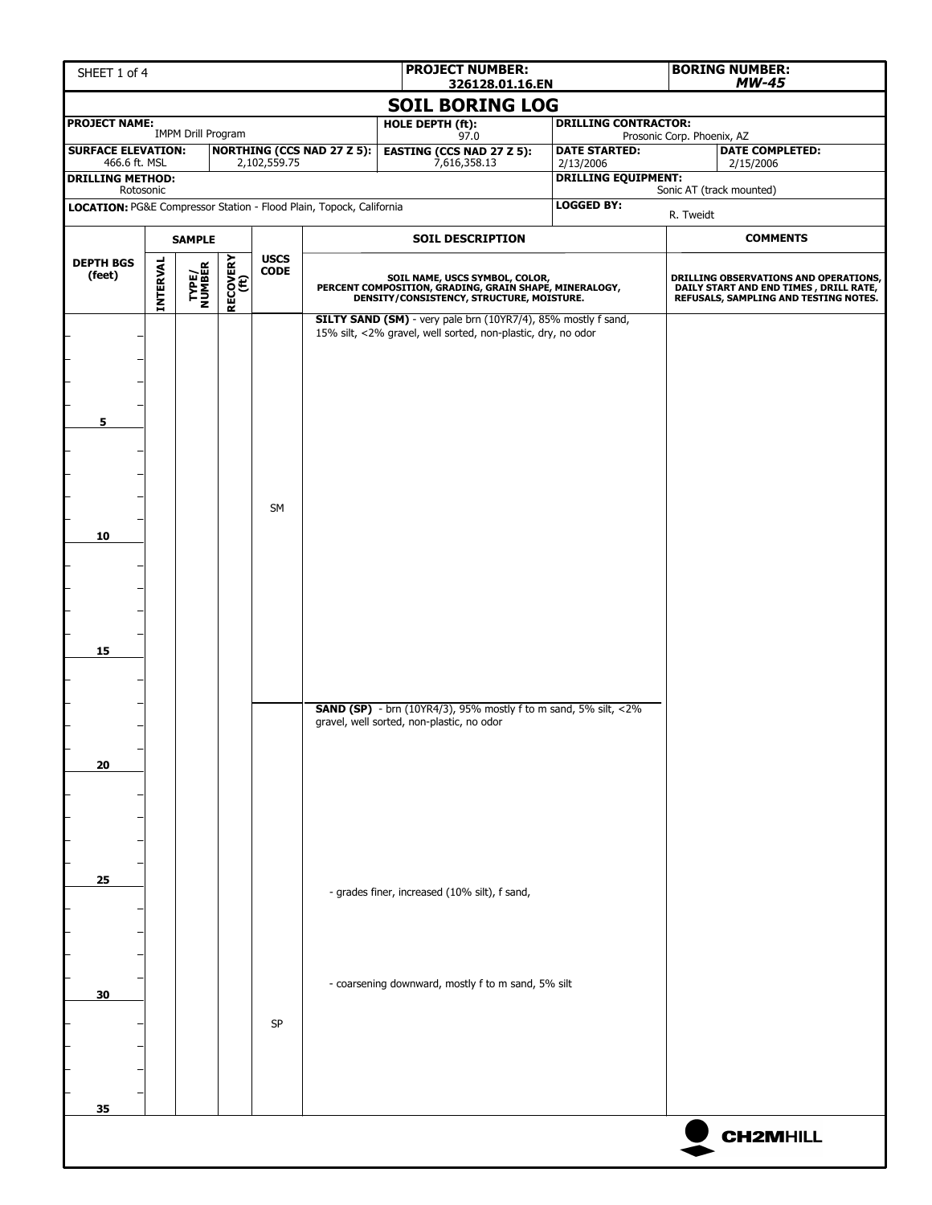| SHEET 1 of 4 | PROJECT NUMBER: 326128.01.16.EN | BORING NUMBER: *MW-45* |
|---|---|---|

## SOIL BORING LOG

| PROJECT NAME: IMPM Drill Program | | HOLE DEPTH (ft): 97.0 | DRILLING CONTRACTOR: Prosonic Corp. Phoenix, AZ | |
|---|---|---|---|---|
| **SURFACE ELEVATION:** 466.6 ft. MSL | **NORTHING (CCS NAD 27 Z 5):** 2,102,559.75 | **EASTING (CCS NAD 27 Z 5):** 7,616,358.13 | **DATE STARTED:** 2/13/2006 | **DATE COMPLETED:** 2/15/2006 |
| **DRILLING METHOD:** Rotosonic | | | **DRILLING EQUIPMENT:** Sonic AT (track mounted) | |
| **LOCATION:** PG&E Compressor Station - Flood Plain, Topock, California | | | **LOGGED BY:** R. Tweidt | |

| DEPTH BGS (feet) | SAMPLE INTERVAL | SAMPLE TYPE/NUMBER | SAMPLE RECOVERY (ft) | USCS CODE | SOIL DESCRIPTION<br>SOIL NAME, USCS SYMBOL, COLOR, PERCENT COMPOSITION, GRADING, GRAIN SHAPE, MINERALOGY, DENSITY/CONSISTENCY, STRUCTURE, MOISTURE. | COMMENTS<br>DRILLING OBSERVATIONS AND OPERATIONS, DAILY START AND END TIMES , DRILL RATE, REFUSALS, SAMPLING AND TESTING NOTES. |
|---|---|---|---|---|---|---|
| 0 | | | | SM | **SILTY SAND (SM)** - very pale brn (10YR7/4), 85% mostly f sand, 15% silt, <2% gravel, well sorted, non-plastic, dry, no odor | |
| 17 | | | | SP | **SAND (SP)** - brn (10YR4/3), 95% mostly f to m sand, 5% silt, <2% gravel, well sorted, non-plastic, no odor | |
| 25 | | | | | - grades finer, increased (10% silt), f sand, | |
| 29 | | | | | - coarsening downward, mostly f to m sand, 5% silt | |
| 35 | | | | | | |

CH2MHILL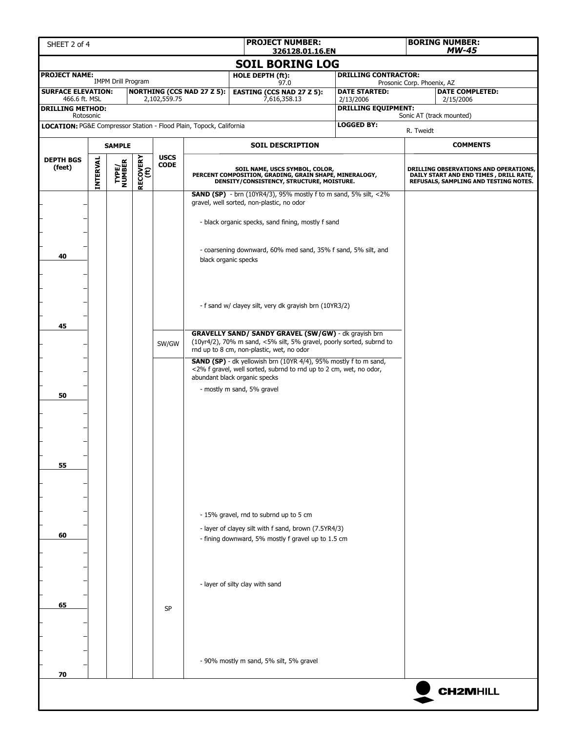| PROJECT NUMBER: 326128.01.16.EN | BORING NUMBER: MW-45 |
|---|---|

# SOIL BORING LOG

| PROJECT NAME: IMPM Drill Program | | HOLE DEPTH (ft): 97.0 | DRILLING CONTRACTOR: Prosonic Corp. Phoenix, AZ | |
|---|---|---|---|---|
| SURFACE ELEVATION: 466.6 ft. MSL | NORTHING (CCS NAD 27 Z 5): 2,102,559.75 | EASTING (CCS NAD 27 Z 5): 7,616,358.13 | DATE STARTED: 2/13/2006 | DATE COMPLETED: 2/15/2006 |
| DRILLING METHOD: Rotosonic | | | DRILLING EQUIPMENT: Sonic AT (track mounted) | |
| LOCATION: PG&E Compressor Station - Flood Plain, Topock, California | | | LOGGED BY: R. Tweidt | |

| DEPTH BGS (feet) | SAMPLE INTERVAL | SAMPLE TYPE/ NUMBER | SAMPLE RECOVERY (ft) | USCS CODE | SOIL DESCRIPTION (SOIL NAME, USCS SYMBOL, COLOR, PERCENT COMPOSITION, GRADING, GRAIN SHAPE, MINERALOGY, DENSITY/CONSISTENCY, STRUCTURE, MOISTURE.) | COMMENTS (DRILLING OBSERVATIONS AND OPERATIONS, DAILY START AND END TIMES, DRILL RATE, REFUSALS, SAMPLING AND TESTING NOTES.) |
|---|---|---|---|---|---|---|
| | | | | | **SAND (SP)** - brn (10YR4/3), 95% mostly f to m sand, 5% silt, <2% gravel, well sorted, non-plastic, no odor | |
| | | | | | - black organic specks, sand fining, mostly f sand | |
| 40 | | | | | - coarsening downward, 60% med sand, 35% f sand, 5% silt, and black organic specks | |
| | | | | | - f sand w/ clayey silt, very dk grayish brn (10YR3/2) | |
| 45 | | | | SW/GW | **GRAVELLY SAND/ SANDY GRAVEL (SW/GW)** - dk grayish brn (10yr4/2), 70% m sand, <5% silt, 5% gravel, poorly sorted, subrnd to rnd up to 8 cm, non-plastic, wet, no odor | |
| | | | | | **SAND (SP)** - dk yellowish brn (10YR 4/4), 95% mostly f to m sand, <2% f gravel, well sorted, subrnd to rnd up to 2 cm, wet, no odor, abundant black organic specks | |
| 50 | | | | | - mostly m sand, 5% gravel | |
| 55 | | | | | | |
| | | | | | - 15% gravel, rnd to subrnd up to 5 cm | |
| | | | | | - layer of clayey silt with f sand, brown (7.5YR4/3) | |
| 60 | | | | | - fining downward, 5% mostly f gravel up to 1.5 cm | |
| | | | | | - layer of silty clay with sand | |
| 65 | | | | SP | | |
| | | | | | - 90% mostly m sand, 5% silt, 5% gravel | |
| 70 | | | | | | |

CH2MHILL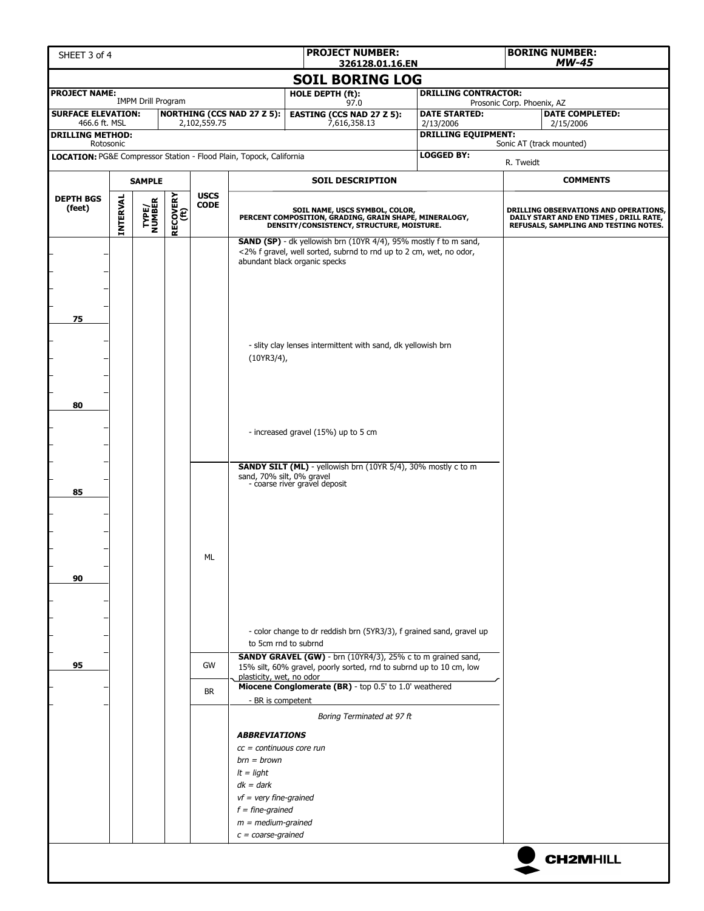| SHEET 3 of 4 | PROJECT NUMBER: 326128.01.16.EN | BORING NUMBER: MW-45 |
|---|---|---|

## SOIL BORING LOG

| | | | |
|---|---|---|---|
| **PROJECT NAME:** IMPM Drill Program | **HOLE DEPTH (ft):** 97.0 | **DRILLING CONTRACTOR:** Prosonic Corp. Phoenix, AZ | |
| **SURFACE ELEVATION:** 466.6 ft. MSL | **NORTHING (CCS NAD 27 Z 5):** 2,102,559.75 | **EASTING (CCS NAD 27 Z 5):** 7,616,358.13 | **DATE STARTED:** 2/13/2006 / **DATE COMPLETED:** 2/15/2006 |
| **DRILLING METHOD:** Rotosonic | | **DRILLING EQUIPMENT:** Sonic AT (track mounted) | |
| **LOCATION:** PG&E Compressor Station - Flood Plain, Topock, California | | **LOGGED BY:** R. Tweidt | |

| DEPTH BGS (feet) | SAMPLE: INTERVAL | SAMPLE: TYPE/ NUMBER | SAMPLE: RECOVERY (ft) | USCS CODE | SOIL DESCRIPTION (SOIL NAME, USCS SYMBOL, COLOR, PERCENT COMPOSITION, GRADING, GRAIN SHAPE, MINERALOGY, DENSITY/CONSISTENCY, STRUCTURE, MOISTURE.) | COMMENTS (DRILLING OBSERVATIONS AND OPERATIONS, DAILY START AND END TIMES, DRILL RATE, REFUSALS, SAMPLING AND TESTING NOTES.) |
|---|---|---|---|---|---|---|
| | | | | | **SAND (SP)** - dk yellowish brn (10YR 4/4), 95% mostly f to m sand, <2% f gravel, well sorted, subrnd to rnd up to 2 cm, wet, no odor, abundant black organic specks | |
| 75 | | | | | | |
| | | | | | - slity clay lenses intermittent with sand, dk yellowish brn (10YR3/4), | |
| 80 | | | | | | |
| | | | | | - increased gravel (15%) up to 5 cm | |
| | | | | | **SANDY SILT (ML)** - yellowish brn (10YR 5/4), 30% mostly c to m sand, 70% silt, 0% gravel<br>- coarse river gravel deposit | |
| 85 | | | | | | |
| | | | | ML | | |
| 90 | | | | | | |
| | | | | | - color change to dr reddish brn (5YR3/3), f grained sand, gravel up to 5cm rnd to subrnd | |
| 95 | | | | GW | **SANDY GRAVEL (GW)** - brn (10YR4/3), 25% c to m grained sand, 15% silt, 60% gravel, poorly sorted, rnd to subrnd up to 10 cm, low plasticity, wet, no odor | |
| | | | | BR | **Miocene Conglomerate (BR)** - top 0.5' to 1.0' weathered<br>- BR is competent | |
| | | | | | *Boring Terminated at 97 ft* | |

***ABBREVIATIONS***

*cc = continuous core run*
*brn = brown*
*lt = light*
*dk = dark*
*vf = very fine-grained*
*f = fine-grained*
*m = medium-grained*
*c = coarse-grained*

CH2MHILL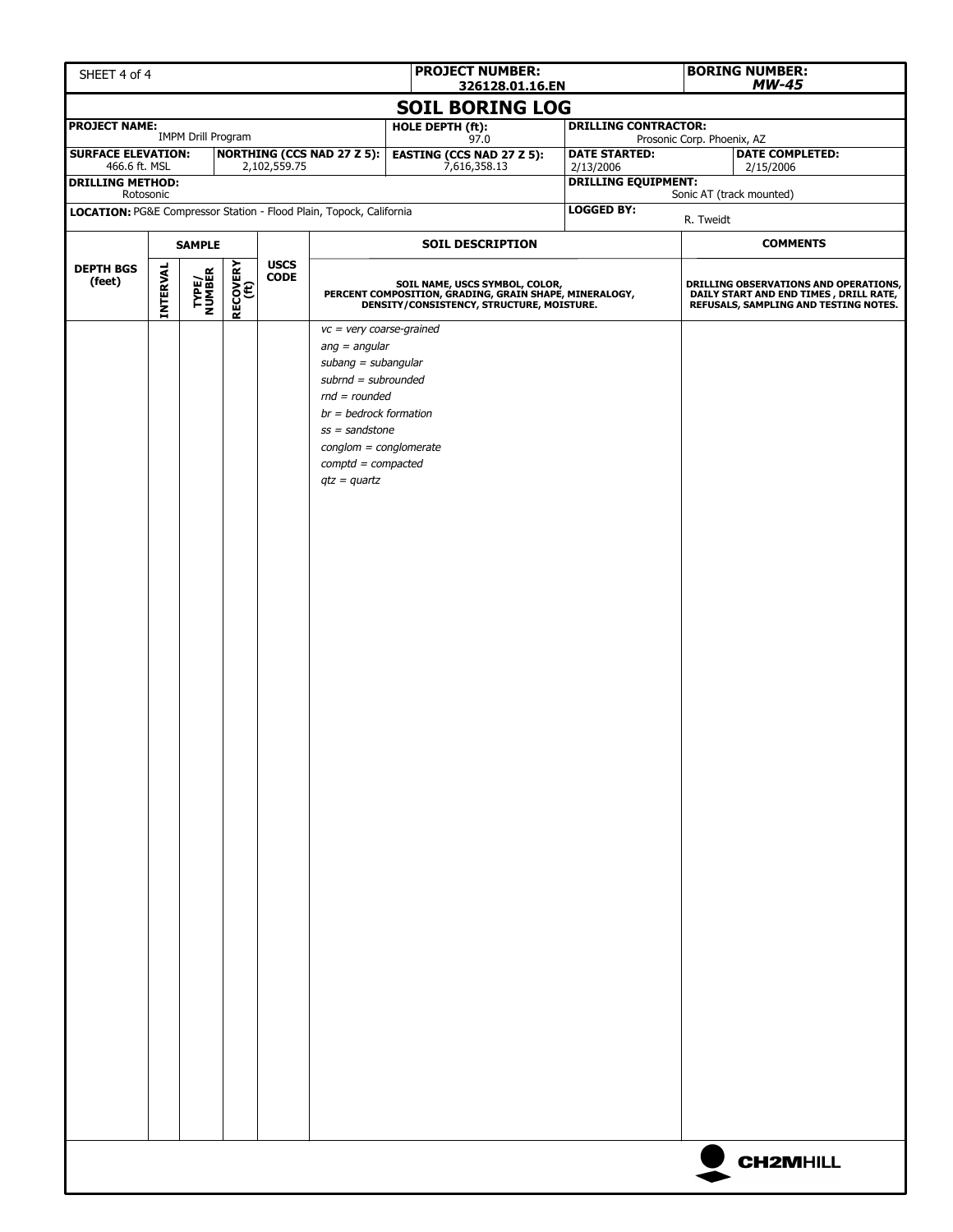| PROJECT NUMBER: | BORING NUMBER: |
|---|---|
| 326128.01.16.EN | MW-45 |

# SOIL BORING LOG

| | | | | |
|---|---|---|---|---|
| **PROJECT NAME:** IMPM Drill Program | | **HOLE DEPTH (ft):** 97.0 | **DRILLING CONTRACTOR:** Prosonic Corp. Phoenix, AZ | |
| **SURFACE ELEVATION:** 466.6 ft. MSL | **NORTHING (CCS NAD 27 Z 5):** 2,102,559.75 | **EASTING (CCS NAD 27 Z 5):** 7,616,358.13 | **DATE STARTED:** 2/13/2006 | **DATE COMPLETED:** 2/15/2006 |
| **DRILLING METHOD:** Rotosonic | | | **DRILLING EQUIPMENT:** Sonic AT (track mounted) | |
| **LOCATION:** PG&E Compressor Station - Flood Plain, Topock, California | | | **LOGGED BY:** R. Tweidt | |

| DEPTH BGS (feet) | SAMPLE | | | USCS CODE | SOIL DESCRIPTION | COMMENTS |
|---|---|---|---|---|---|---|
| | INTERVAL | TYPE/ NUMBER | RECOVERY (ft) | | SOIL NAME, USCS SYMBOL, COLOR, PERCENT COMPOSITION, GRADING, GRAIN SHAPE, MINERALOGY, DENSITY/CONSISTENCY, STRUCTURE, MOISTURE. | DRILLING OBSERVATIONS AND OPERATIONS, DAILY START AND END TIMES , DRILL RATE, REFUSALS, SAMPLING AND TESTING NOTES. |
| | | | | | *vc = very coarse-grained*<br>*ang = angular*<br>*subang = subangular*<br>*subrnd = subrounded*<br>*rnd = rounded*<br>*br = bedrock formation*<br>*ss = sandstone*<br>*conglom = conglomerate*<br>*comptd = compacted*<br>*qtz = quartz* | |

CH2MHILL